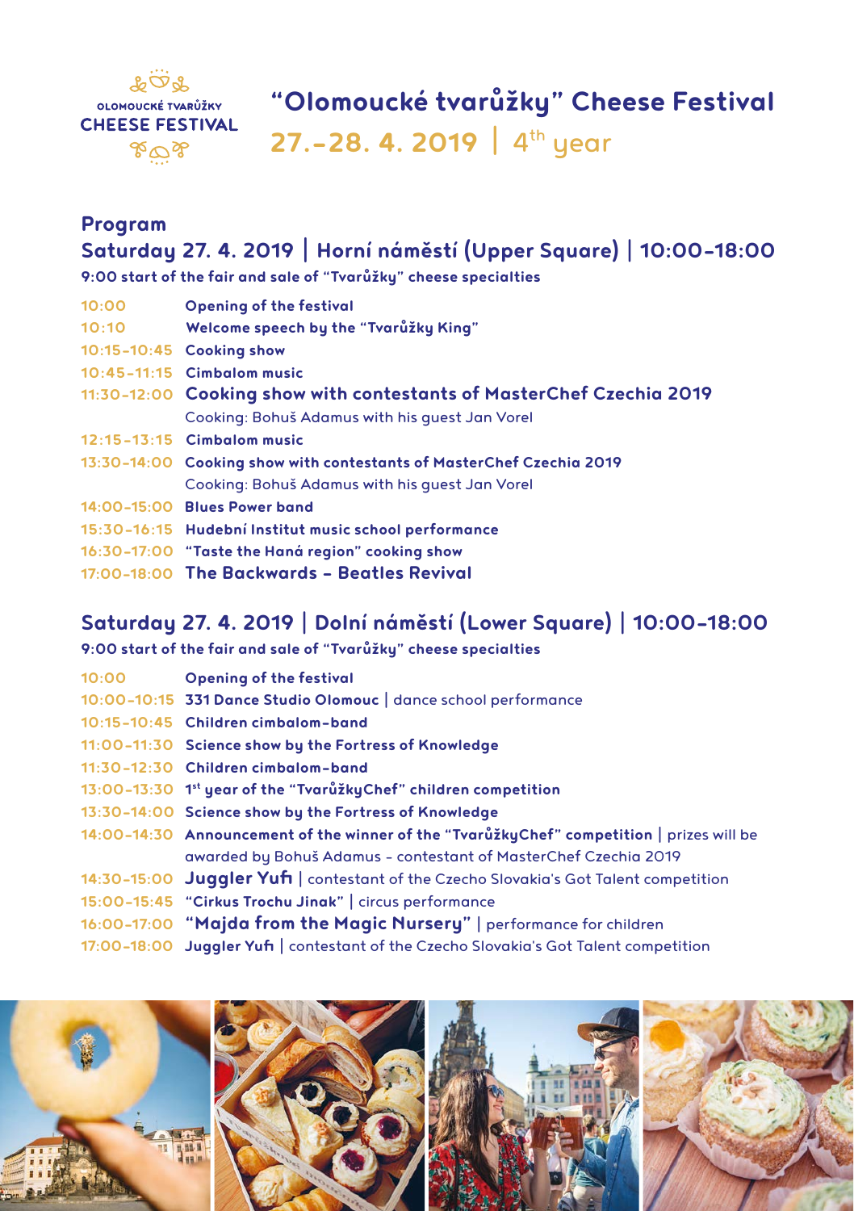OLOMOUCKÉ TVARŮŽKY
CHEESE FESTIVAL

# "Olomoucké tvarůžky" Cheese Festival

**27.–28. 4. 2019 | 4th year**

## Program

### Saturday 27. 4. 2019 | Horní náměstí (Upper Square) | 10:00–18:00

**9:00 start of the fair and sale of "Tvarůžky" cheese specialties**

| | |
|---|---|
| 10:00 | **Opening of the festival** |
| 10:10 | **Welcome speech by the "Tvarůžky King"** |
| 10:15–10:45 | **Cooking show** |
| 10:45–11:15 | **Cimbalom music** |
| 11:30–12:00 | **Cooking show with contestants of MasterChef Czechia 2019**<br>Cooking: Bohuš Adamus with his guest Jan Vorel |
| 12:15–13:15 | **Cimbalom music** |
| 13:30–14:00 | **Cooking show with contestants of MasterChef Czechia 2019**<br>Cooking: Bohuš Adamus with his guest Jan Vorel |
| 14:00–15:00 | **Blues Power band** |
| 15:30–16:15 | **Hudební Institut music school performance** |
| 16:30–17:00 | **"Taste the Haná region" cooking show** |
| 17:00–18:00 | **The Backwards – Beatles Revival** |

### Saturday 27. 4. 2019 | Dolní náměstí (Lower Square) | 10:00–18:00

**9:00 start of the fair and sale of "Tvarůžky" cheese specialties**

| | |
|---|---|
| 10:00 | **Opening of the festival** |
| 10:00–10:15 | **331 Dance Studio Olomouc** \| dance school performance |
| 10:15–10:45 | **Children cimbalom-band** |
| 11:00–11:30 | **Science show by the Fortress of Knowledge** |
| 11:30–12:30 | **Children cimbalom-band** |
| 13:00–13:30 | **1st year of the "TvarůžkyChef" children competition** |
| 13:30–14:00 | **Science show by the Fortress of Knowledge** |
| 14:00–14:30 | **Announcement of the winner of the "TvarůžkyChef" competition** \| prizes will be awarded by Bohuš Adamus – contestant of MasterChef Czechia 2019 |
| 14:30–15:00 | **Juggler Yufi** \| contestant of the Czecho Slovakia's Got Talent competition |
| 15:00–15:45 | **"Cirkus Trochu Jinak"** \| circus performance |
| 16:00–17:00 | **"Majda from the Magic Nursery"** \| performance for children |
| 17:00–18:00 | **Juggler Yufi** \| contestant of the Czecho Slovakia's Got Talent competition |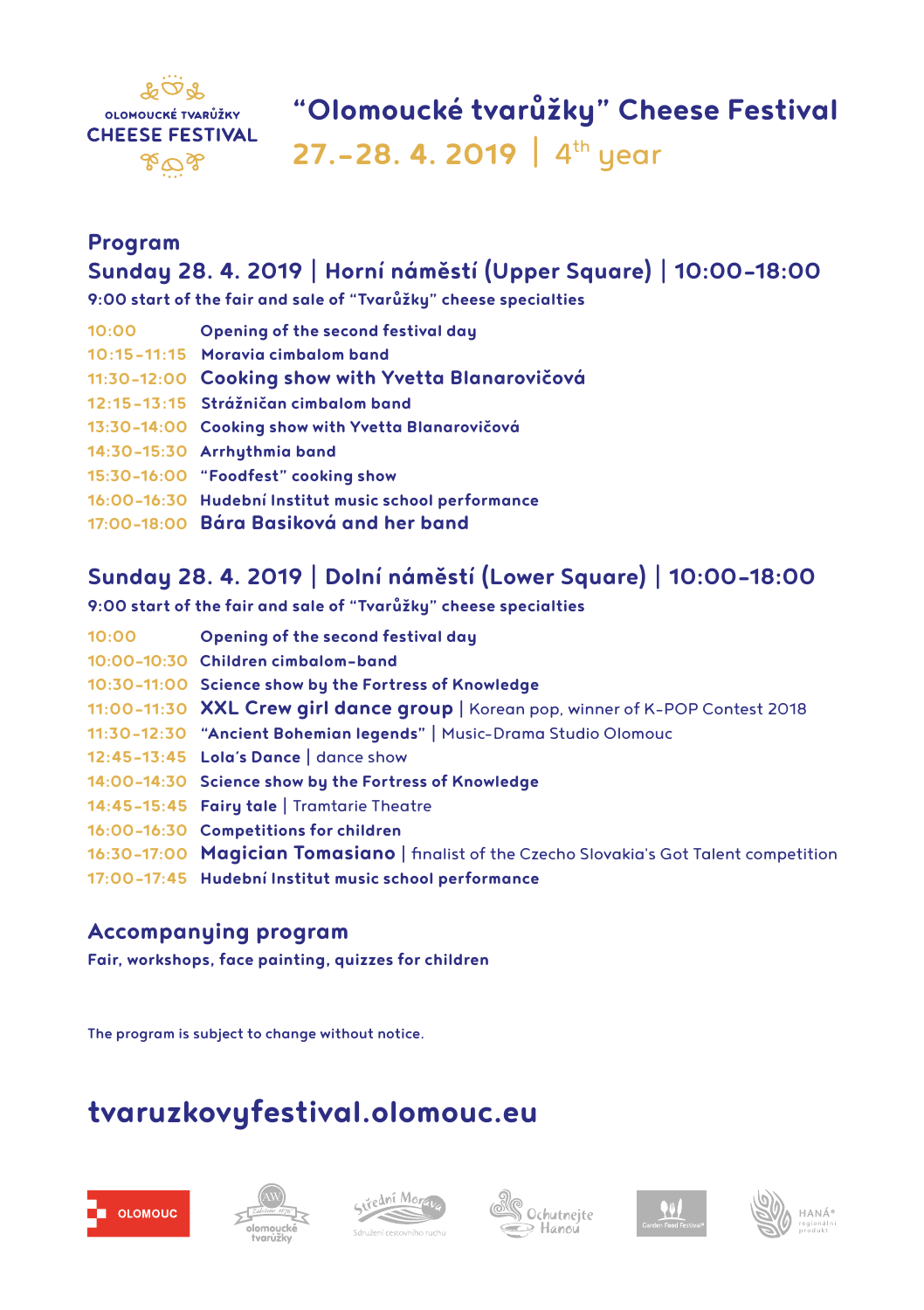OLOMOUCKÉ TVARŮŽKY
CHEESE FESTIVAL

# "Olomoucké tvarůžky" Cheese Festival

## 27.-28. 4. 2019 | 4th year

## Program

### Sunday 28. 4. 2019 | Horní náměstí (Upper Square) | 10:00-18:00

**9:00 start of the fair and sale of "Tvarůžky" cheese specialties**

| | |
|---|---|
| 10:00 | Opening of the second festival day |
| 10:15-11:15 | Moravia cimbalom band |
| 11:30-12:00 | **Cooking show with Yvetta Blanarovičová** |
| 12:15-13:15 | Strážničan cimbalom band |
| 13:30-14:00 | Cooking show with Yvetta Blanarovičová |
| 14:30-15:30 | Arrhythmia band |
| 15:30-16:00 | "Foodfest" cooking show |
| 16:00-16:30 | Hudební Institut music school performance |
| 17:00-18:00 | **Bára Basiková and her band** |

### Sunday 28. 4. 2019 | Dolní náměstí (Lower Square) | 10:00-18:00

**9:00 start of the fair and sale of "Tvarůžky" cheese specialties**

| | |
|---|---|
| 10:00 | Opening of the second festival day |
| 10:00-10:30 | Children cimbalom-band |
| 10:30-11:00 | Science show by the Fortress of Knowledge |
| 11:00-11:30 | **XXL Crew girl dance group** \| Korean pop, winner of K-POP Contest 2018 |
| 11:30-12:30 | "Ancient Bohemian legends" \| Music-Drama Studio Olomouc |
| 12:45-13:45 | Lola's Dance \| dance show |
| 14:00-14:30 | Science show by the Fortress of Knowledge |
| 14:45-15:45 | Fairy tale \| Tramtarie Theatre |
| 16:00-16:30 | Competitions for children |
| 16:30-17:00 | **Magician Tomasiano** \| finalist of the Czecho Slovakia's Got Talent competition |
| 17:00-17:45 | Hudební Institut music school performance |

## Accompanying program

Fair, workshops, face painting, quizzes for children

The program is subject to change without notice.

# tvaruzkovyfestival.olomouc.eu

OLOMOUC | olomoucké tvarůžky | Střední Morava – Sdružení cestovního ruchu | Ochutnejte Hanou | Garden Food Festival | HANÁ regionální produkt